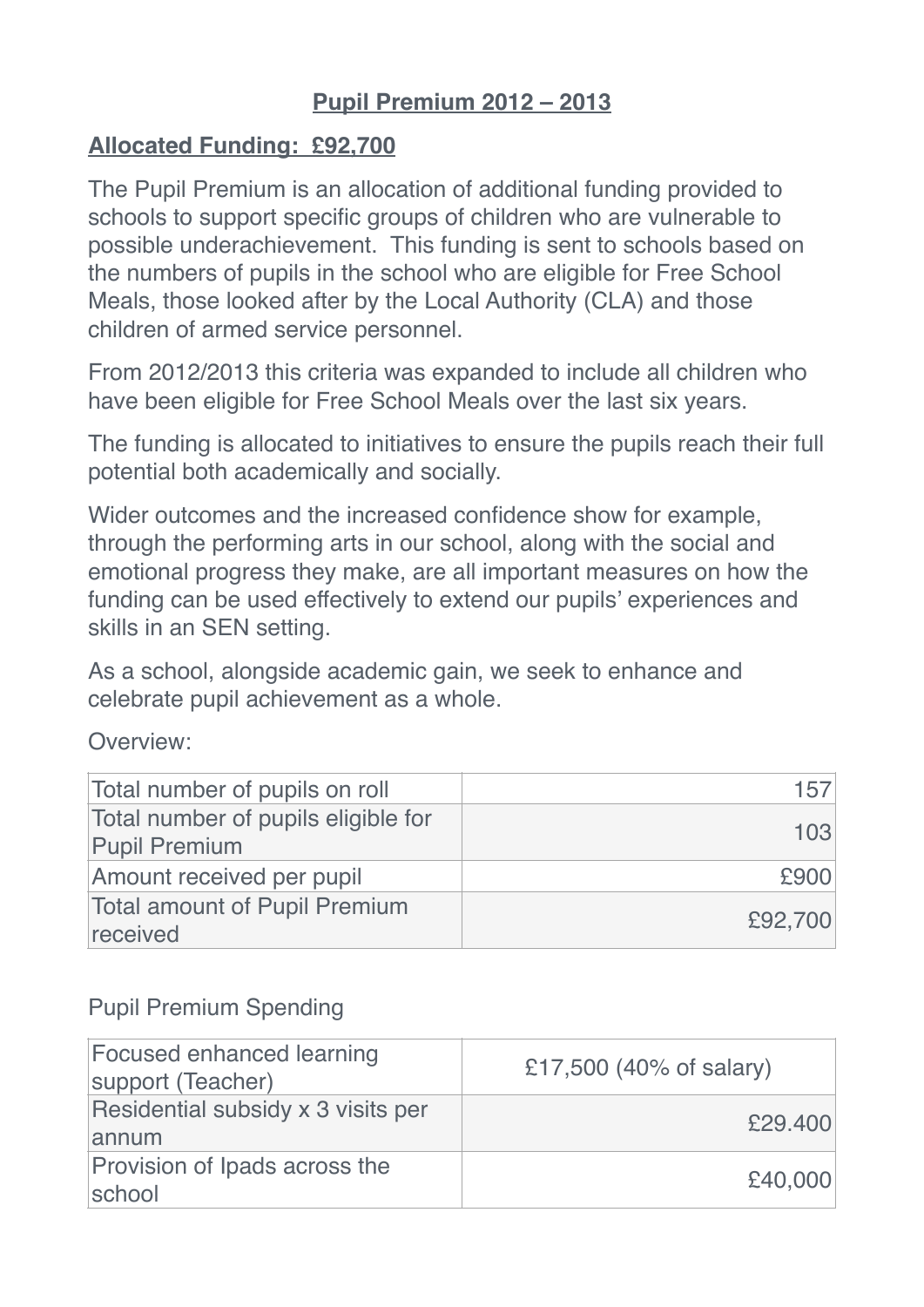# Pupil Premium 2012 – 2013

## Allocated Funding: £92,700

The Pupil Premium is an allocation of additional funding provided to schools to support specific groups of children who are vulnerable to possible underachievement. This funding is sent to schools based on the numbers of pupils in the school who are eligible for Free School Meals, those looked after by the Local Authority (CLA) and those children of armed service personnel.

From 2012/2013 this criteria was expanded to include all children who have been eligible for Free School Meals over the last six years.

The funding is allocated to initiatives to ensure the pupils reach their full potential both academically and socially.

Wider outcomes and the increased confidence show for example, through the performing arts in our school, along with the social and emotional progress they make, are all important measures on how the funding can be used effectively to extend our pupils' experiences and skills in an SEN setting.

As a school, alongside academic gain, we seek to enhance and celebrate pupil achievement as a whole.

Overview:

| | |
|---|---|
| Total number of pupils on roll | 157 |
| Total number of pupils eligible for Pupil Premium | 103 |
| Amount received per pupil | £900 |
| Total amount of Pupil Premium received | £92,700 |

Pupil Premium Spending

| | |
|---|---|
| Focused enhanced learning support (Teacher) | £17,500 (40% of salary) |
| Residential subsidy x 3 visits per annum | £29.400 |
| Provision of Ipads across the school | £40,000 |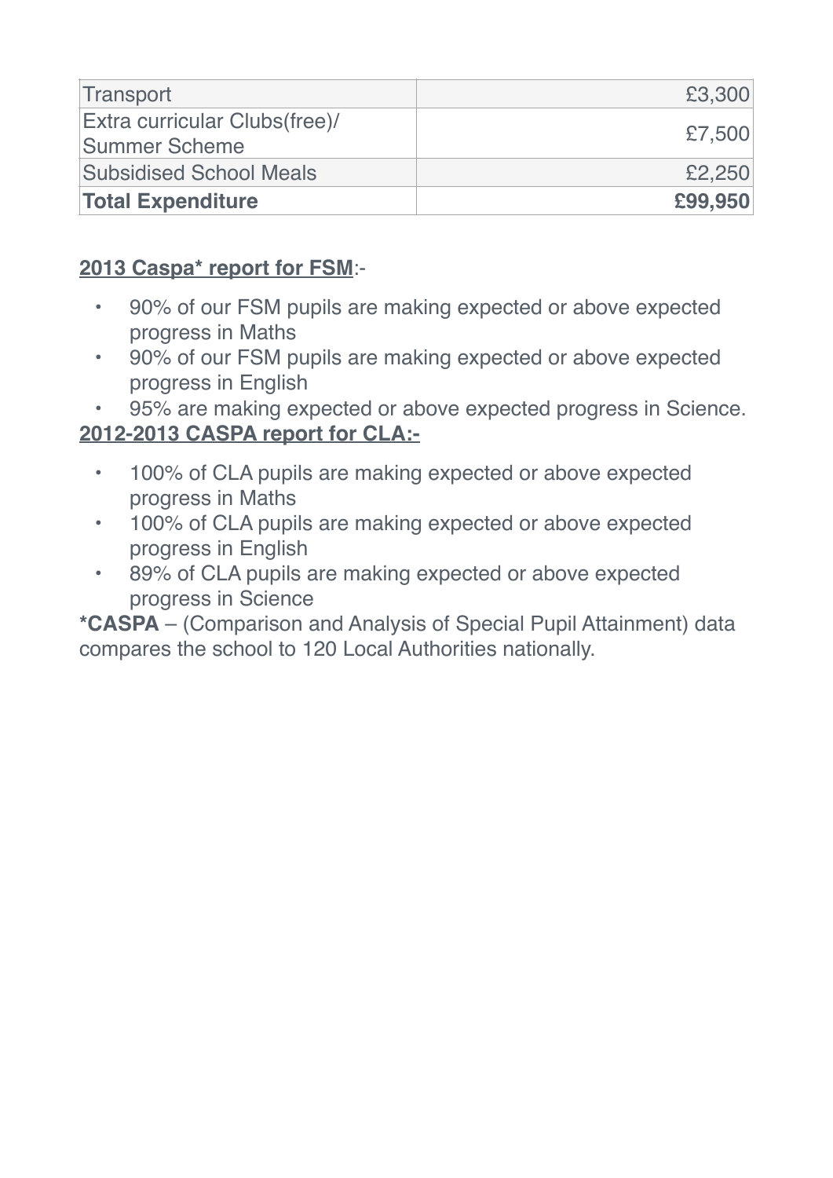| | |
|---|---|
| Transport | £3,300 |
| Extra curricular Clubs(free)/ Summer Scheme | £7,500 |
| Subsidised School Meals | £2,250 |
| **Total Expenditure** | **£99,950** |

**2013 Caspa* report for FSM**:-

- 90% of our FSM pupils are making expected or above expected progress in Maths
- 90% of our FSM pupils are making expected or above expected progress in English
- 95% are making expected or above expected progress in Science.

**2012-2013 CASPA report for CLA:-**

- 100% of CLA pupils are making expected or above expected progress in Maths
- 100% of CLA pupils are making expected or above expected progress in English
- 89% of CLA pupils are making expected or above expected progress in Science

**\*CASPA** – (Comparison and Analysis of Special Pupil Attainment) data compares the school to 120 Local Authorities nationally.